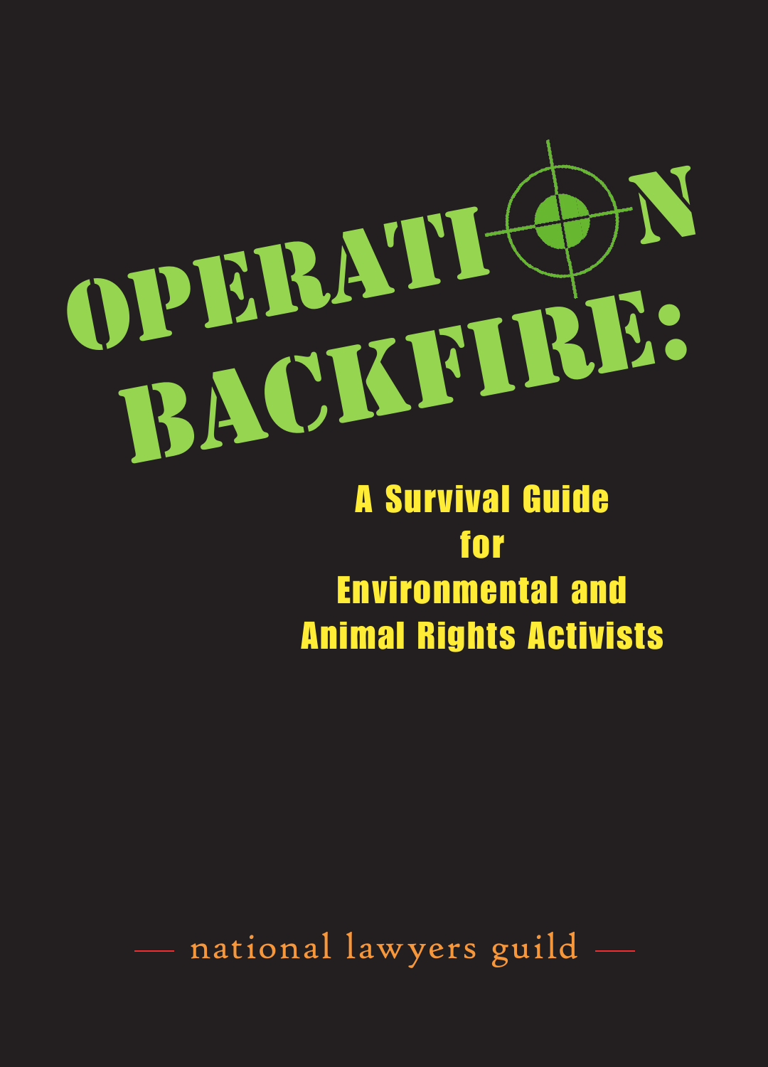# OPERATION BACKFIRE:

## A Survival Guide for Environmental and Animal Rights Activists

— national lawyers guild —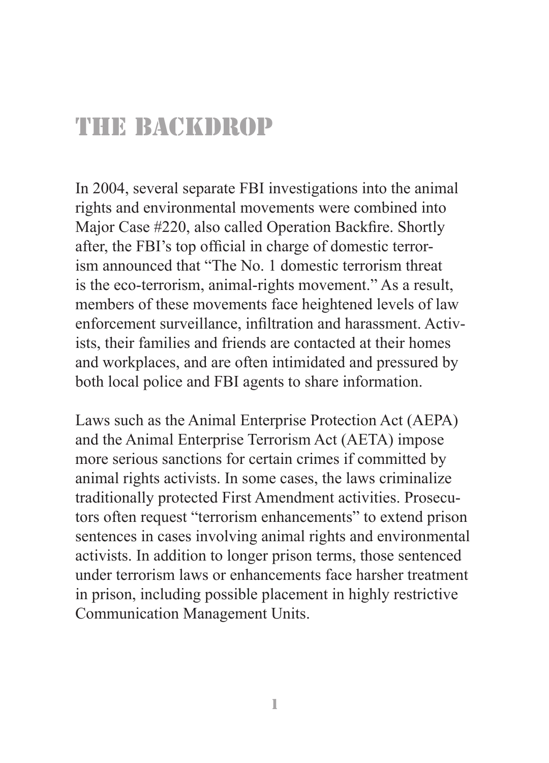# THE BACKDROP

In 2004, several separate FBI investigations into the animal rights and environmental movements were combined into Major Case #220, also called Operation Backfire. Shortly after, the FBI's top official in charge of domestic terrorism announced that "The No. 1 domestic terrorism threat is the eco-terrorism, animal-rights movement." As a result, members of these movements face heightened levels of law enforcement surveillance, infiltration and harassment. Activists, their families and friends are contacted at their homes and workplaces, and are often intimidated and pressured by both local police and FBI agents to share information.

Laws such as the Animal Enterprise Protection Act (AEPA) and the Animal Enterprise Terrorism Act (AETA) impose more serious sanctions for certain crimes if committed by animal rights activists. In some cases, the laws criminalize traditionally protected First Amendment activities. Prosecutors often request "terrorism enhancements" to extend prison sentences in cases involving animal rights and environmental activists. In addition to longer prison terms, those sentenced under terrorism laws or enhancements face harsher treatment in prison, including possible placement in highly restrictive Communication Management Units.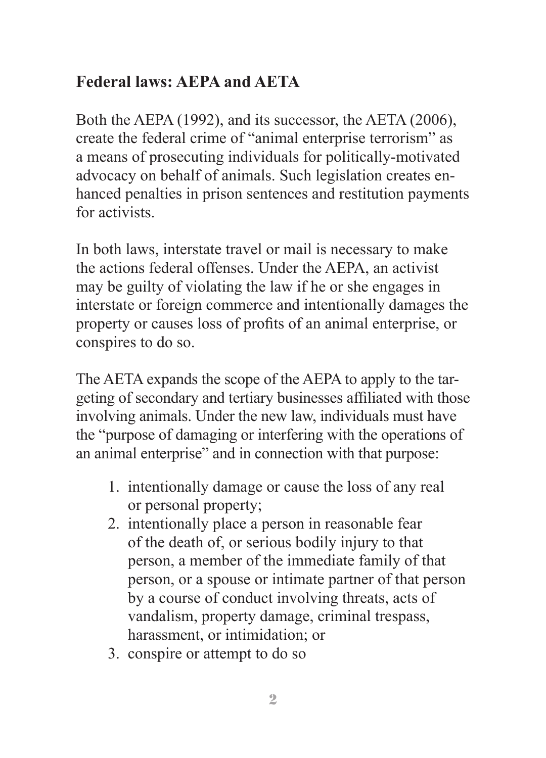## Federal laws: AEPA and AETA

Both the AEPA (1992), and its successor, the AETA (2006), create the federal crime of "animal enterprise terrorism" as a means of prosecuting individuals for politically-motivated advocacy on behalf of animals. Such legislation creates enhanced penalties in prison sentences and restitution payments for activists.

In both laws, interstate travel or mail is necessary to make the actions federal offenses. Under the AEPA, an activist may be guilty of violating the law if he or she engages in interstate or foreign commerce and intentionally damages the property or causes loss of profits of an animal enterprise, or conspires to do so.

The AETA expands the scope of the AEPA to apply to the targeting of secondary and tertiary businesses affiliated with those involving animals. Under the new law, individuals must have the "purpose of damaging or interfering with the operations of an animal enterprise" and in connection with that purpose:

1. intentionally damage or cause the loss of any real or personal property;
2. intentionally place a person in reasonable fear of the death of, or serious bodily injury to that person, a member of the immediate family of that person, or a spouse or intimate partner of that person by a course of conduct involving threats, acts of vandalism, property damage, criminal trespass, harassment, or intimidation; or
3. conspire or attempt to do so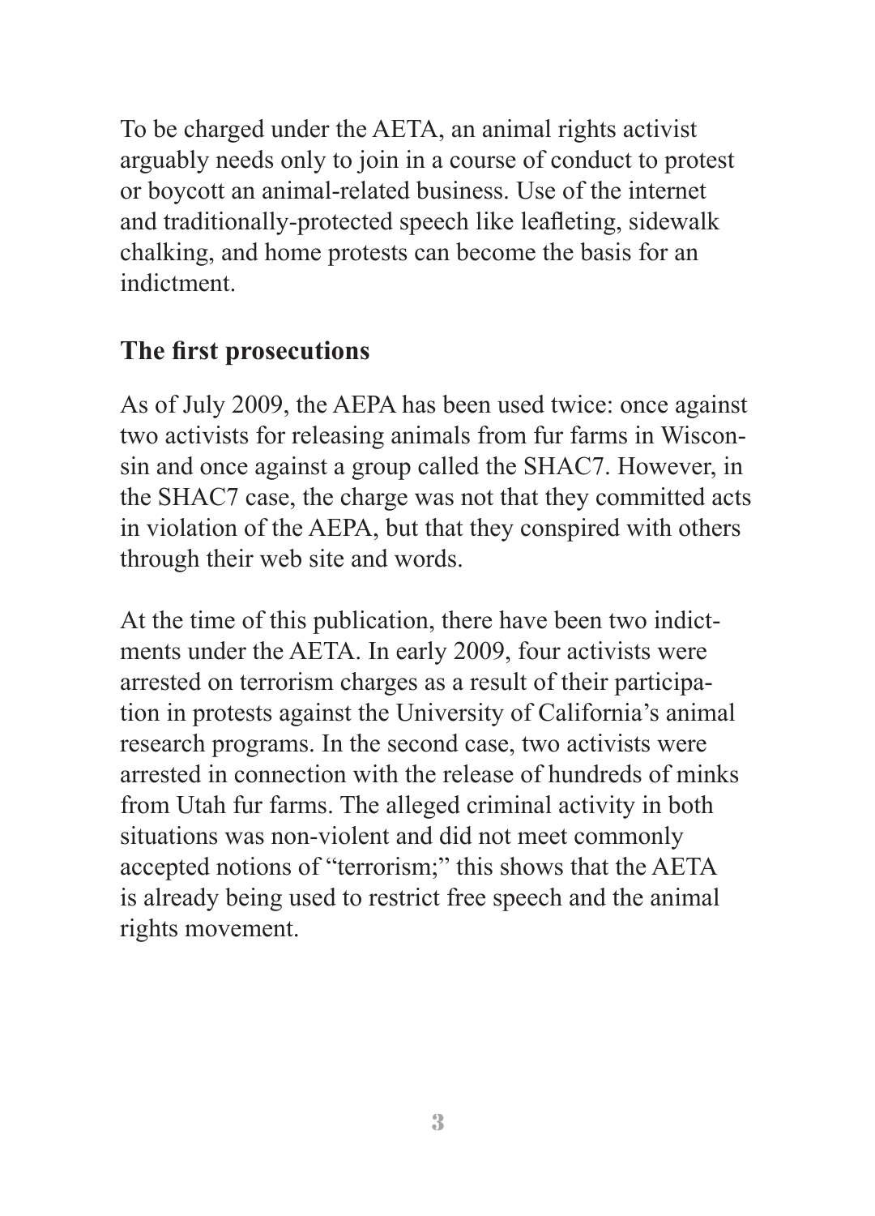To be charged under the AETA, an animal rights activist arguably needs only to join in a course of conduct to protest or boycott an animal-related business. Use of the internet and traditionally-protected speech like leafleting, sidewalk chalking, and home protests can become the basis for an indictment.

## The first prosecutions

As of July 2009, the AEPA has been used twice: once against two activists for releasing animals from fur farms in Wisconsin and once against a group called the SHAC7. However, in the SHAC7 case, the charge was not that they committed acts in violation of the AEPA, but that they conspired with others through their web site and words.

At the time of this publication, there have been two indictments under the AETA. In early 2009, four activists were arrested on terrorism charges as a result of their participation in protests against the University of California's animal research programs. In the second case, two activists were arrested in connection with the release of hundreds of minks from Utah fur farms. The alleged criminal activity in both situations was non-violent and did not meet commonly accepted notions of "terrorism;" this shows that the AETA is already being used to restrict free speech and the animal rights movement.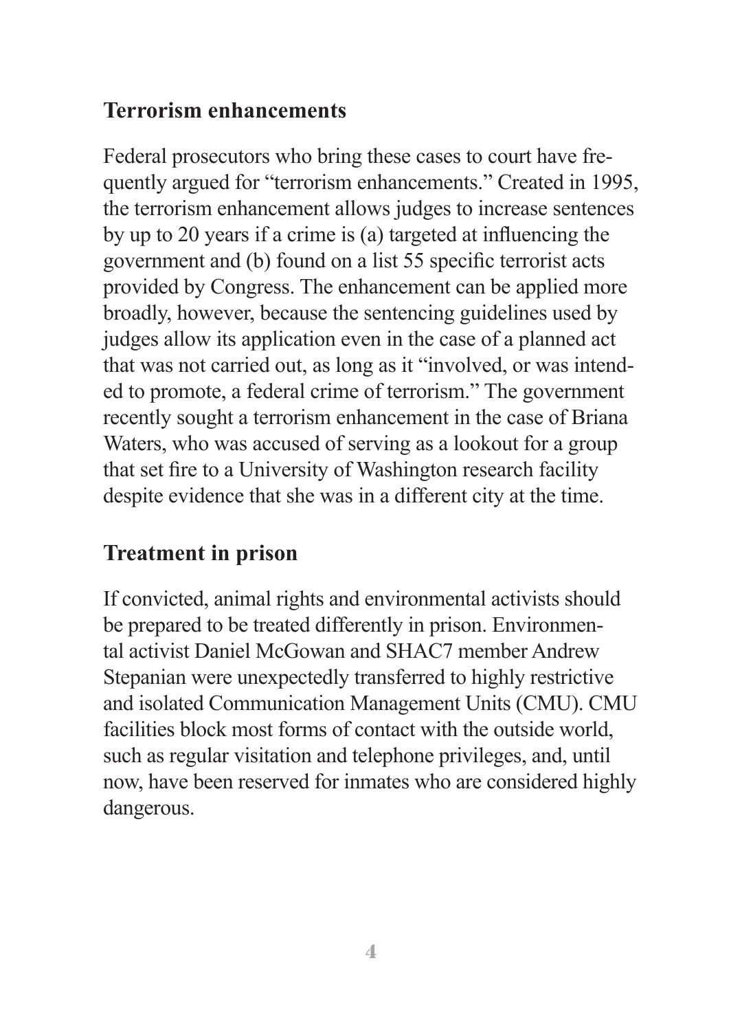## Terrorism enhancements

Federal prosecutors who bring these cases to court have frequently argued for "terrorism enhancements." Created in 1995, the terrorism enhancement allows judges to increase sentences by up to 20 years if a crime is (a) targeted at influencing the government and (b) found on a list 55 specific terrorist acts provided by Congress. The enhancement can be applied more broadly, however, because the sentencing guidelines used by judges allow its application even in the case of a planned act that was not carried out, as long as it "involved, or was intended to promote, a federal crime of terrorism." The government recently sought a terrorism enhancement in the case of Briana Waters, who was accused of serving as a lookout for a group that set fire to a University of Washington research facility despite evidence that she was in a different city at the time.

## Treatment in prison

If convicted, animal rights and environmental activists should be prepared to be treated differently in prison. Environmental activist Daniel McGowan and SHAC7 member Andrew Stepanian were unexpectedly transferred to highly restrictive and isolated Communication Management Units (CMU). CMU facilities block most forms of contact with the outside world, such as regular visitation and telephone privileges, and, until now, have been reserved for inmates who are considered highly dangerous.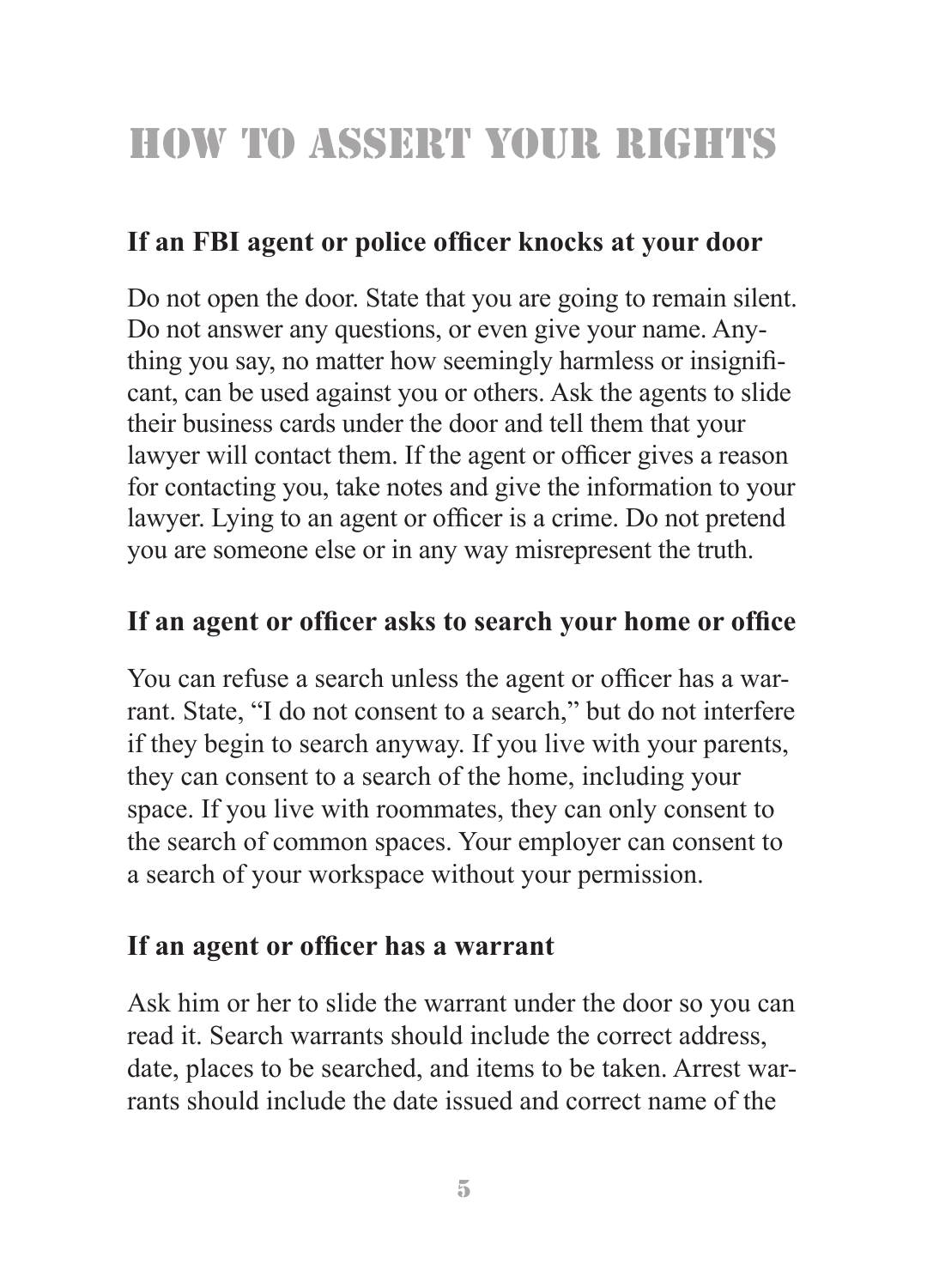# HOW TO ASSERT YOUR RIGHTS

### If an FBI agent or police officer knocks at your door

Do not open the door. State that you are going to remain silent. Do not answer any questions, or even give your name. Anything you say, no matter how seemingly harmless or insignificant, can be used against you or others. Ask the agents to slide their business cards under the door and tell them that your lawyer will contact them. If the agent or officer gives a reason for contacting you, take notes and give the information to your lawyer. Lying to an agent or officer is a crime. Do not pretend you are someone else or in any way misrepresent the truth.

### If an agent or officer asks to search your home or office

You can refuse a search unless the agent or officer has a warrant. State, "I do not consent to a search," but do not interfere if they begin to search anyway. If you live with your parents, they can consent to a search of the home, including your space. If you live with roommates, they can only consent to the search of common spaces. Your employer can consent to a search of your workspace without your permission.

### If an agent or officer has a warrant

Ask him or her to slide the warrant under the door so you can read it. Search warrants should include the correct address, date, places to be searched, and items to be taken. Arrest warrants should include the date issued and correct name of the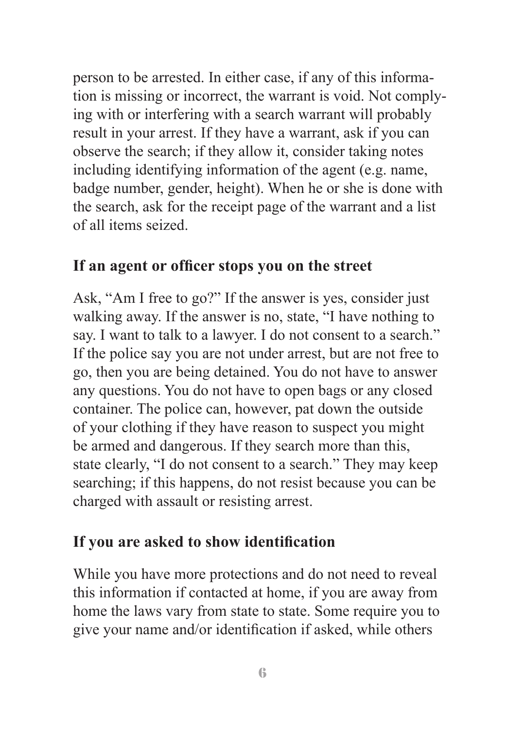person to be arrested. In either case, if any of this information is missing or incorrect, the warrant is void. Not complying with or interfering with a search warrant will probably result in your arrest. If they have a warrant, ask if you can observe the search; if they allow it, consider taking notes including identifying information of the agent (e.g. name, badge number, gender, height). When he or she is done with the search, ask for the receipt page of the warrant and a list of all items seized.

## If an agent or officer stops you on the street

Ask, "Am I free to go?" If the answer is yes, consider just walking away. If the answer is no, state, "I have nothing to say. I want to talk to a lawyer. I do not consent to a search." If the police say you are not under arrest, but are not free to go, then you are being detained. You do not have to answer any questions. You do not have to open bags or any closed container. The police can, however, pat down the outside of your clothing if they have reason to suspect you might be armed and dangerous. If they search more than this, state clearly, "I do not consent to a search." They may keep searching; if this happens, do not resist because you can be charged with assault or resisting arrest.

## If you are asked to show identification

While you have more protections and do not need to reveal this information if contacted at home, if you are away from home the laws vary from state to state. Some require you to give your name and/or identification if asked, while others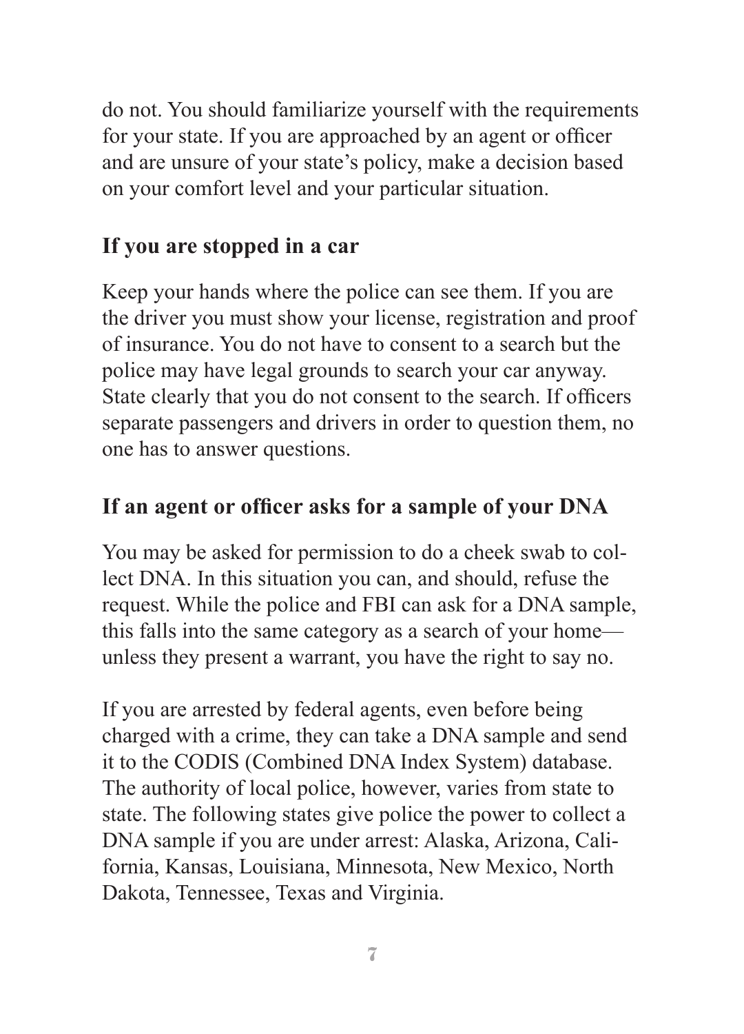do not. You should familiarize yourself with the requirements for your state. If you are approached by an agent or officer and are unsure of your state's policy, make a decision based on your comfort level and your particular situation.

## If you are stopped in a car

Keep your hands where the police can see them. If you are the driver you must show your license, registration and proof of insurance. You do not have to consent to a search but the police may have legal grounds to search your car anyway. State clearly that you do not consent to the search. If officers separate passengers and drivers in order to question them, no one has to answer questions.

## If an agent or officer asks for a sample of your DNA

You may be asked for permission to do a cheek swab to collect DNA. In this situation you can, and should, refuse the request. While the police and FBI can ask for a DNA sample, this falls into the same category as a search of your home—unless they present a warrant, you have the right to say no.

If you are arrested by federal agents, even before being charged with a crime, they can take a DNA sample and send it to the CODIS (Combined DNA Index System) database. The authority of local police, however, varies from state to state. The following states give police the power to collect a DNA sample if you are under arrest: Alaska, Arizona, California, Kansas, Louisiana, Minnesota, New Mexico, North Dakota, Tennessee, Texas and Virginia.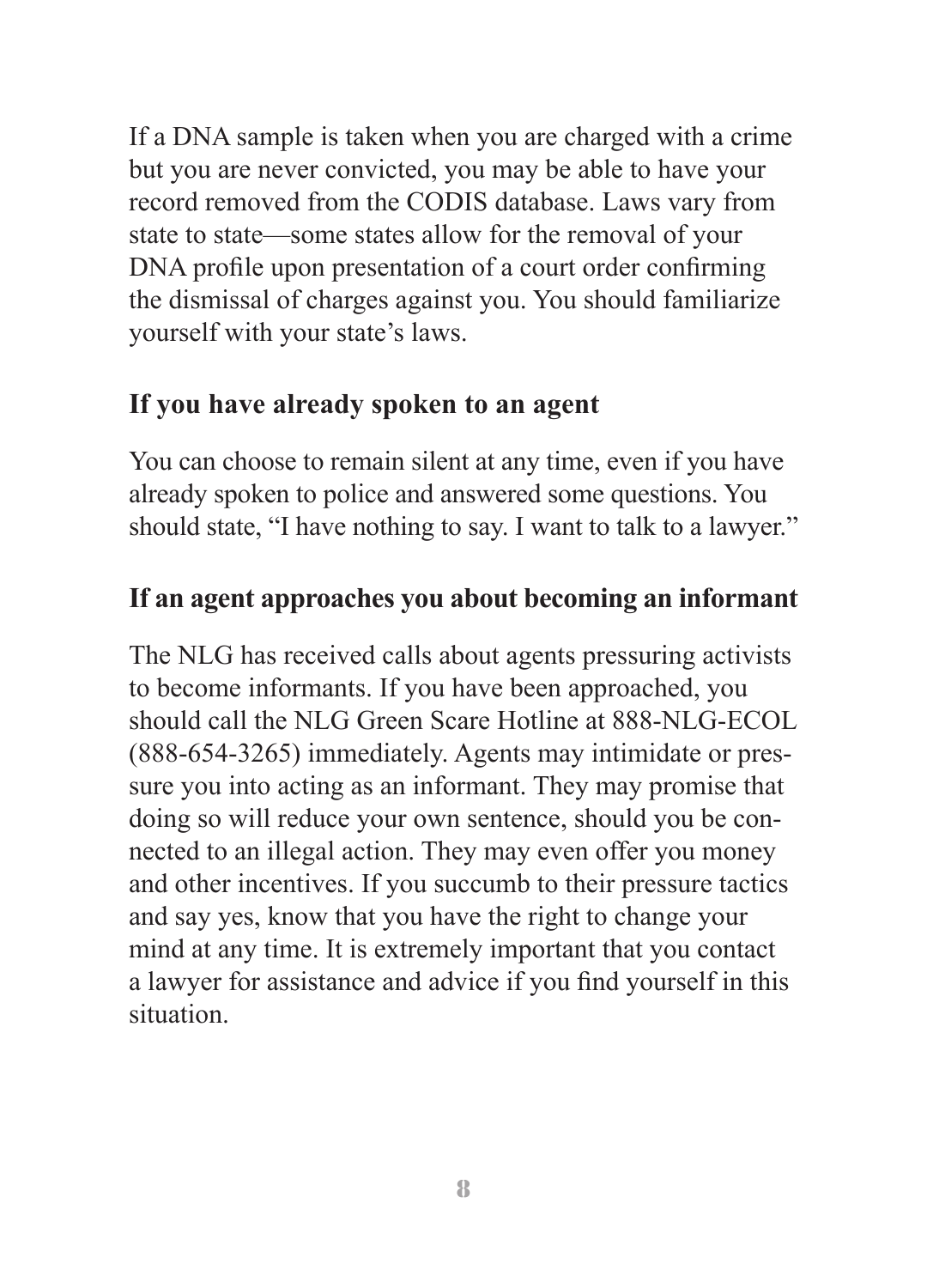If a DNA sample is taken when you are charged with a crime but you are never convicted, you may be able to have your record removed from the CODIS database. Laws vary from state to state—some states allow for the removal of your DNA profile upon presentation of a court order confirming the dismissal of charges against you. You should familiarize yourself with your state's laws.

## If you have already spoken to an agent

You can choose to remain silent at any time, even if you have already spoken to police and answered some questions. You should state, "I have nothing to say. I want to talk to a lawyer."

## If an agent approaches you about becoming an informant

The NLG has received calls about agents pressuring activists to become informants. If you have been approached, you should call the NLG Green Scare Hotline at 888-NLG-ECOL (888-654-3265) immediately. Agents may intimidate or pressure you into acting as an informant. They may promise that doing so will reduce your own sentence, should you be connected to an illegal action. They may even offer you money and other incentives. If you succumb to their pressure tactics and say yes, know that you have the right to change your mind at any time. It is extremely important that you contact a lawyer for assistance and advice if you find yourself in this situation.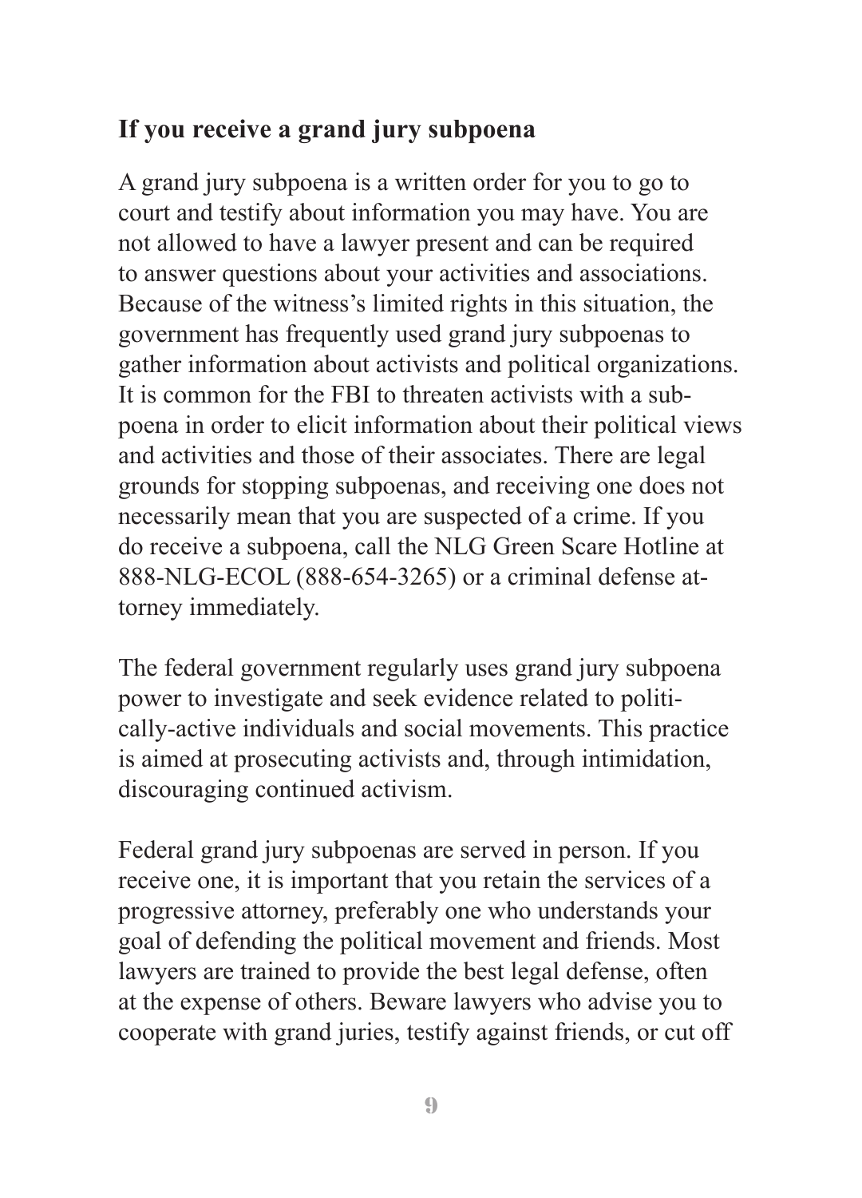## If you receive a grand jury subpoena

A grand jury subpoena is a written order for you to go to court and testify about information you may have. You are not allowed to have a lawyer present and can be required to answer questions about your activities and associations. Because of the witness's limited rights in this situation, the government has frequently used grand jury subpoenas to gather information about activists and political organizations. It is common for the FBI to threaten activists with a subpoena in order to elicit information about their political views and activities and those of their associates. There are legal grounds for stopping subpoenas, and receiving one does not necessarily mean that you are suspected of a crime. If you do receive a subpoena, call the NLG Green Scare Hotline at 888-NLG-ECOL (888-654-3265) or a criminal defense attorney immediately.

The federal government regularly uses grand jury subpoena power to investigate and seek evidence related to politically-active individuals and social movements. This practice is aimed at prosecuting activists and, through intimidation, discouraging continued activism.

Federal grand jury subpoenas are served in person. If you receive one, it is important that you retain the services of a progressive attorney, preferably one who understands your goal of defending the political movement and friends. Most lawyers are trained to provide the best legal defense, often at the expense of others. Beware lawyers who advise you to cooperate with grand juries, testify against friends, or cut off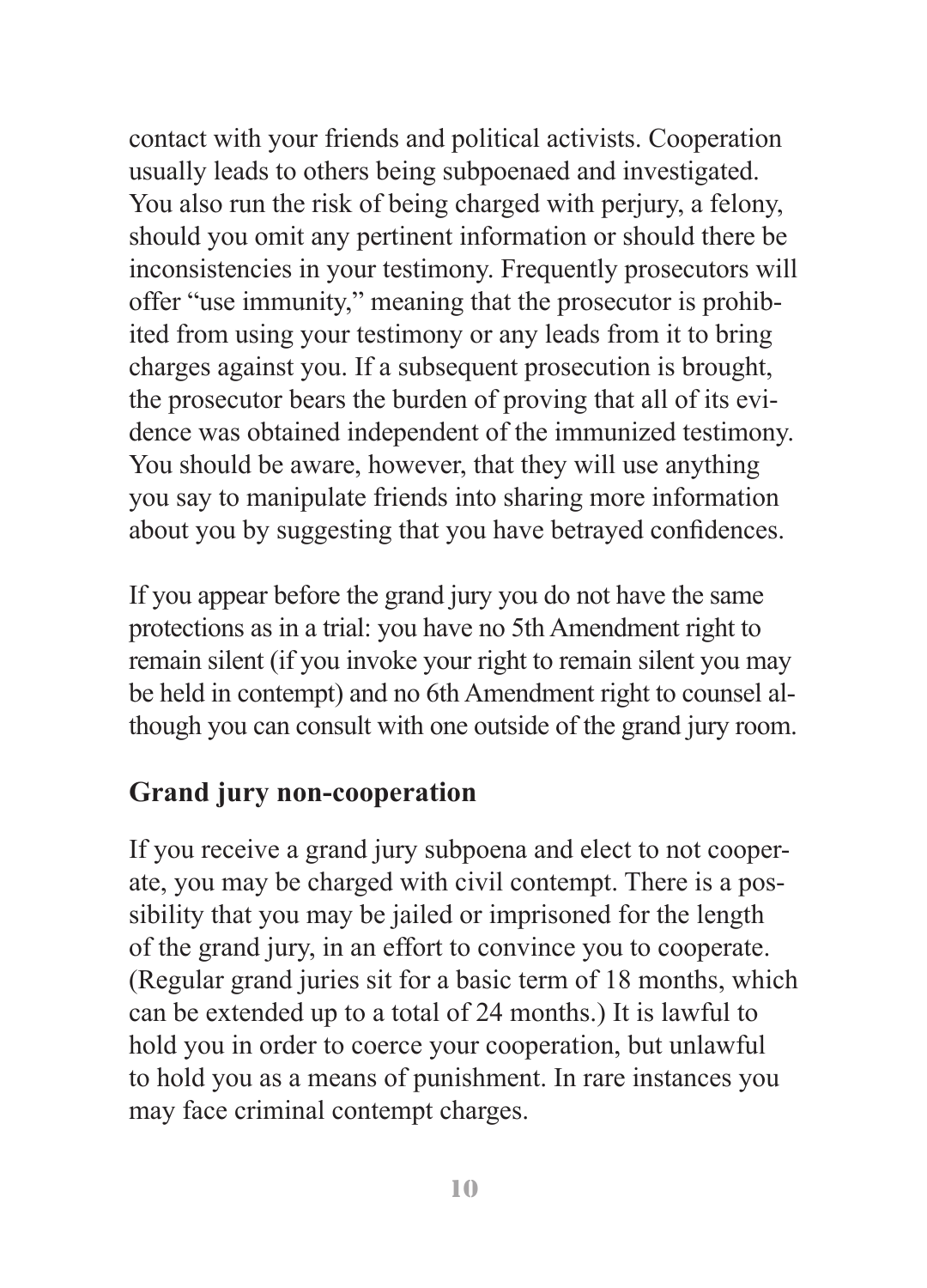contact with your friends and political activists. Cooperation usually leads to others being subpoenaed and investigated. You also run the risk of being charged with perjury, a felony, should you omit any pertinent information or should there be inconsistencies in your testimony. Frequently prosecutors will offer "use immunity," meaning that the prosecutor is prohibited from using your testimony or any leads from it to bring charges against you. If a subsequent prosecution is brought, the prosecutor bears the burden of proving that all of its evidence was obtained independent of the immunized testimony. You should be aware, however, that they will use anything you say to manipulate friends into sharing more information about you by suggesting that you have betrayed confidences.

If you appear before the grand jury you do not have the same protections as in a trial: you have no 5th Amendment right to remain silent (if you invoke your right to remain silent you may be held in contempt) and no 6th Amendment right to counsel although you can consult with one outside of the grand jury room.

## Grand jury non-cooperation

If you receive a grand jury subpoena and elect to not cooperate, you may be charged with civil contempt. There is a possibility that you may be jailed or imprisoned for the length of the grand jury, in an effort to convince you to cooperate. (Regular grand juries sit for a basic term of 18 months, which can be extended up to a total of 24 months.) It is lawful to hold you in order to coerce your cooperation, but unlawful to hold you as a means of punishment. In rare instances you may face criminal contempt charges.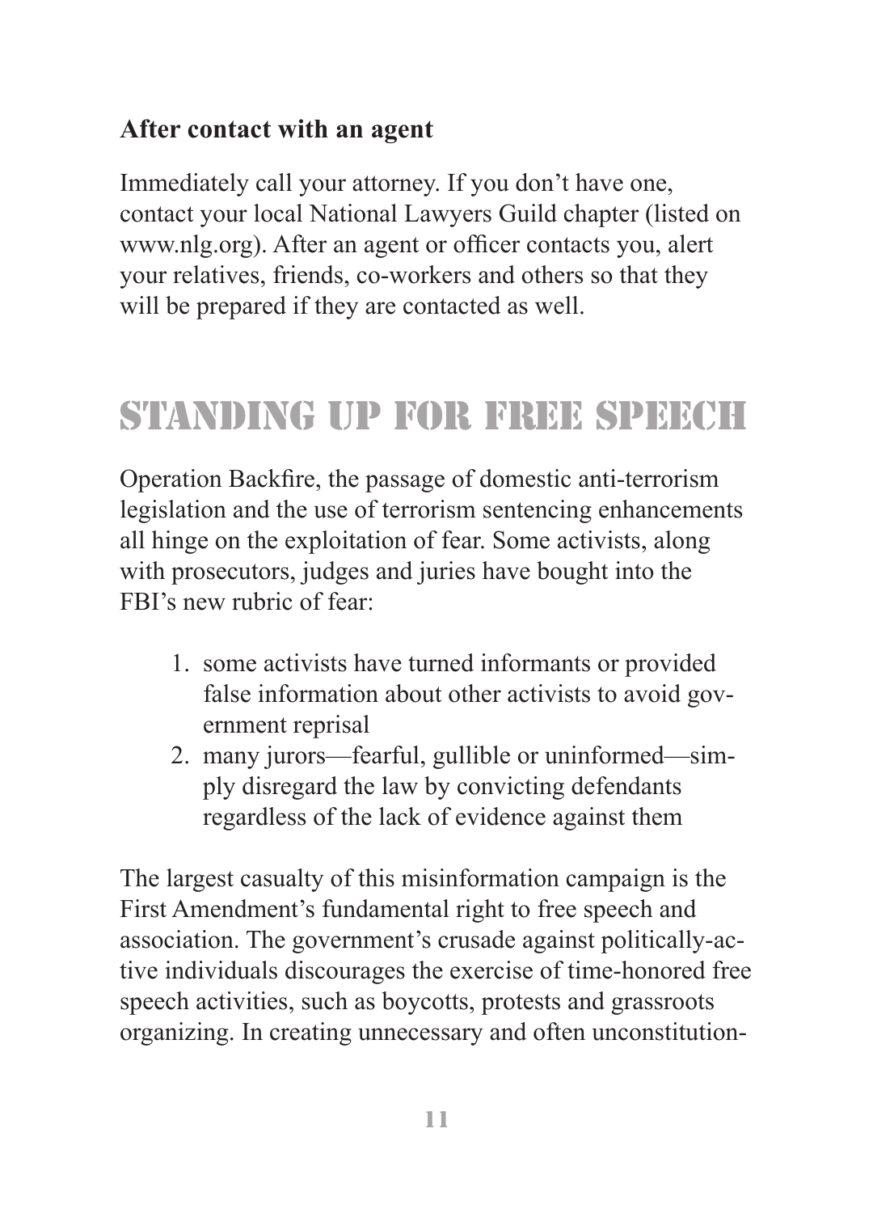### After contact with an agent

Immediately call your attorney. If you don't have one, contact your local National Lawyers Guild chapter (listed on www.nlg.org). After an agent or officer contacts you, alert your relatives, friends, co-workers and others so that they will be prepared if they are contacted as well.

## STANDING UP FOR FREE SPEECH

Operation Backfire, the passage of domestic anti-terrorism legislation and the use of terrorism sentencing enhancements all hinge on the exploitation of fear. Some activists, along with prosecutors, judges and juries have bought into the FBI's new rubric of fear:

1. some activists have turned informants or provided false information about other activists to avoid government reprisal
2. many jurors—fearful, gullible or uninformed—simply disregard the law by convicting defendants regardless of the lack of evidence against them

The largest casualty of this misinformation campaign is the First Amendment's fundamental right to free speech and association. The government's crusade against politically-active individuals discourages the exercise of time-honored free speech activities, such as boycotts, protests and grassroots organizing. In creating unnecessary and often unconstitution-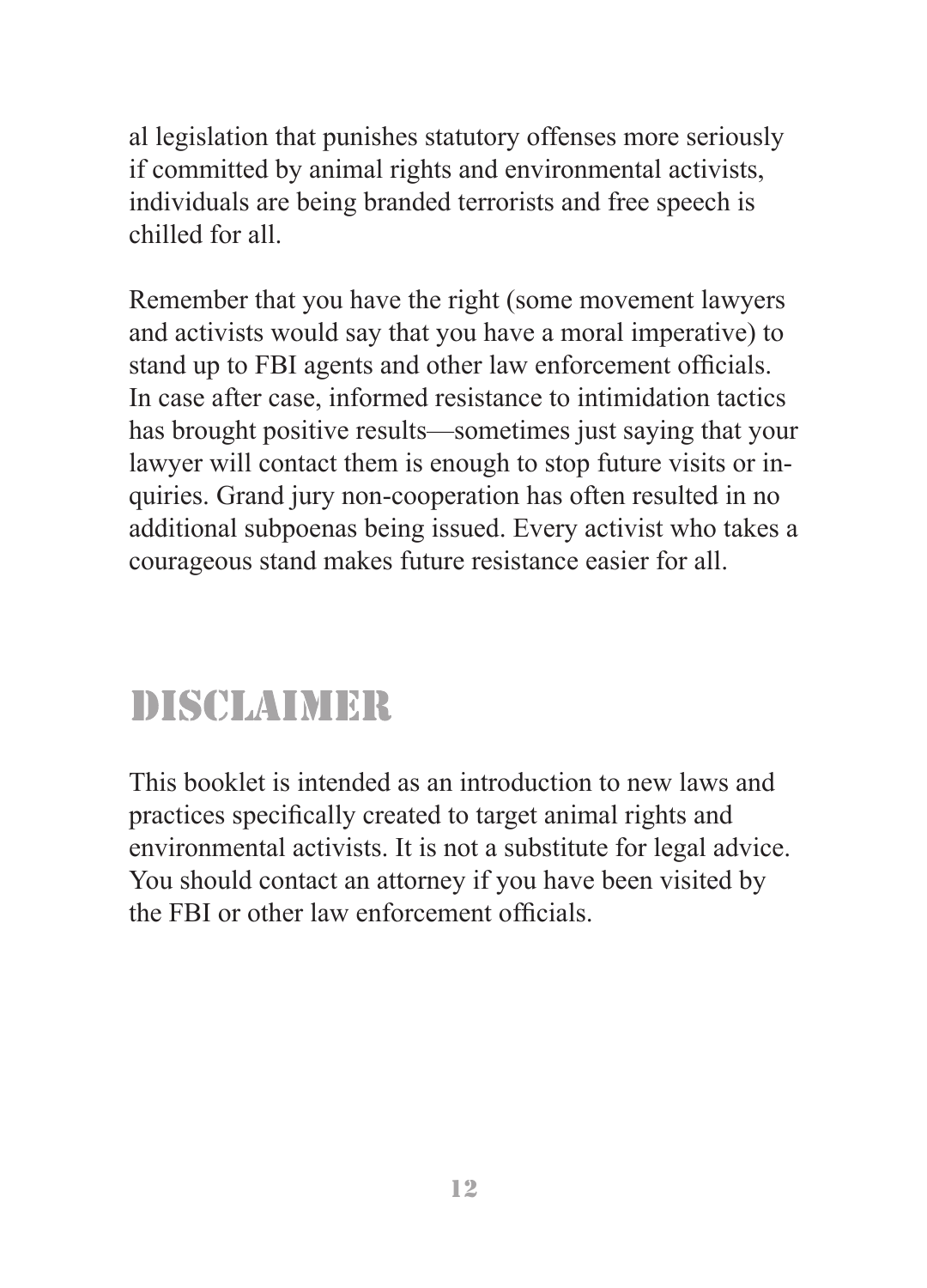al legislation that punishes statutory offenses more seriously if committed by animal rights and environmental activists, individuals are being branded terrorists and free speech is chilled for all.

Remember that you have the right (some movement lawyers and activists would say that you have a moral imperative) to stand up to FBI agents and other law enforcement officials. In case after case, informed resistance to intimidation tactics has brought positive results—sometimes just saying that your lawyer will contact them is enough to stop future visits or inquiries. Grand jury non-cooperation has often resulted in no additional subpoenas being issued. Every activist who takes a courageous stand makes future resistance easier for all.

# DISCLAIMER

This booklet is intended as an introduction to new laws and practices specifically created to target animal rights and environmental activists. It is not a substitute for legal advice. You should contact an attorney if you have been visited by the FBI or other law enforcement officials.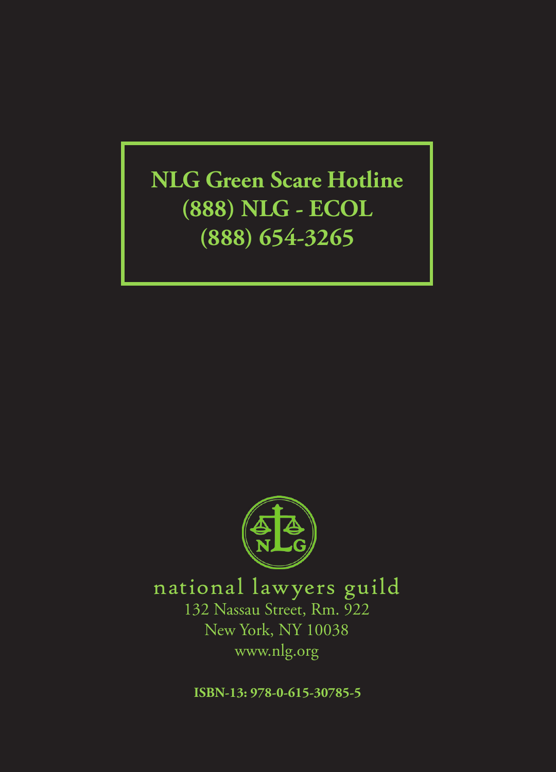**NLG Green Scare Hotline**
**(888) NLG - ECOL**
**(888) 654-3265**

national lawyers guild
132 Nassau Street, Rm. 922
New York, NY 10038
www.nlg.org

**ISBN-13: 978-0-615-30785-5**